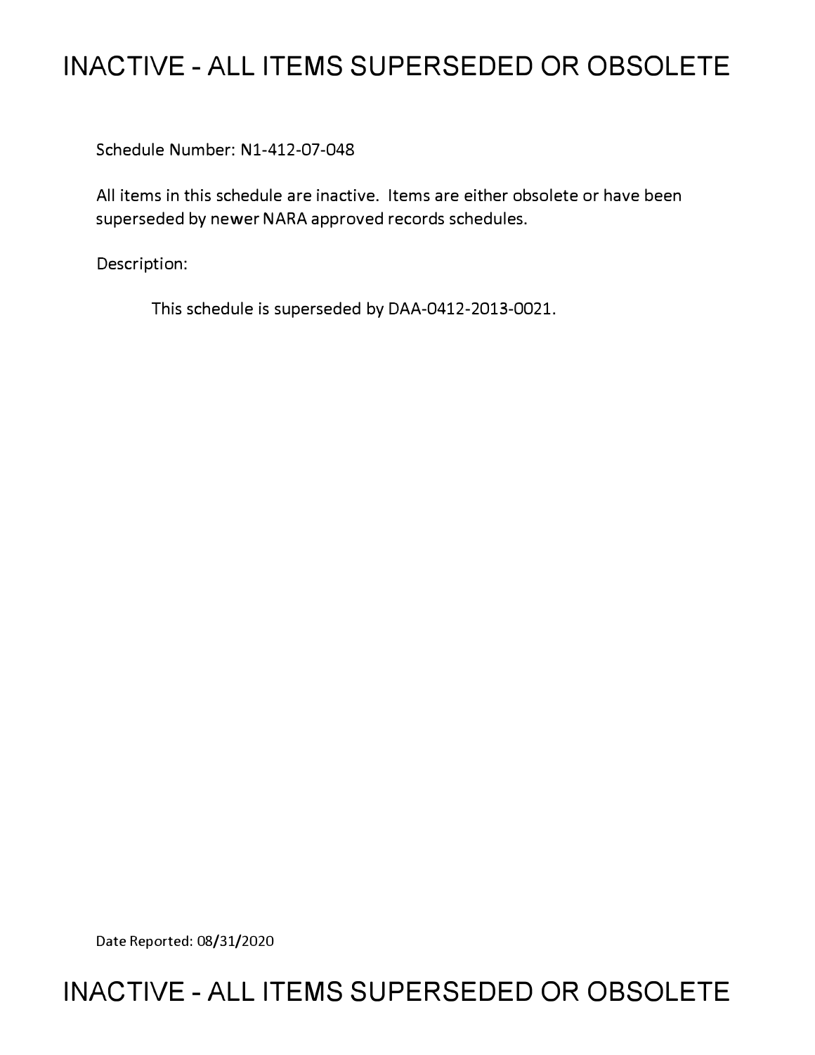# INACTIVE - ALL ITEMS SUPERSEDED OR OBSOLETE

Schedule Number: N1-412-07-048

All items in this schedule are inactive. Items are either obsolete or have been superseded by newer NARA approved records schedules.

Description:

This schedule is superseded by DAA-0412-2013-0021.

Date Reported: 08/31/2020

# INACTIVE - ALL ITEMS SUPERSEDED OR OBSOLETE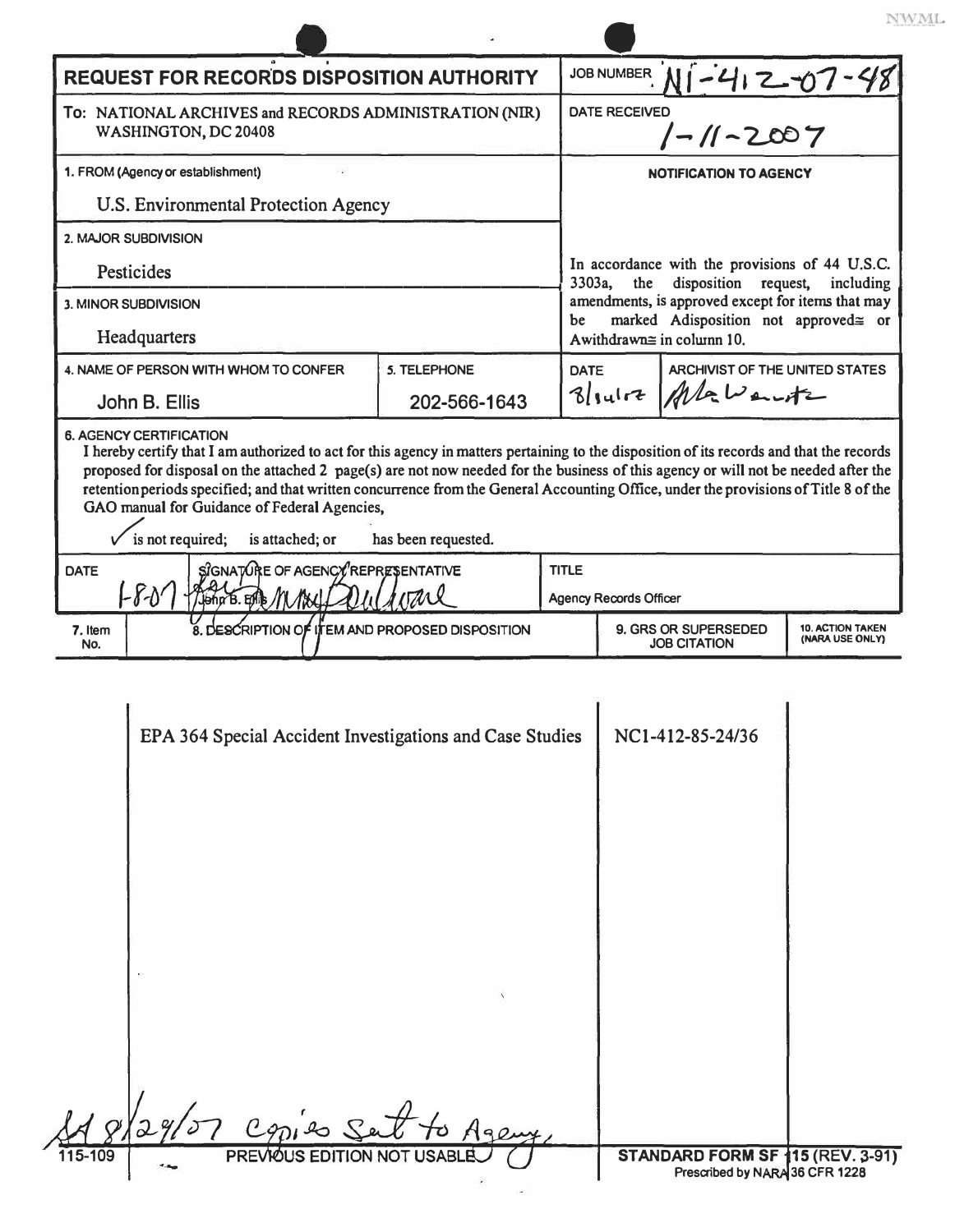NWML

| **REQUEST FOR RECORDS DISPOSITION AUTHORITY** | | JOB NUMBER N1-412-07-48 | |
|---|---|---|---|
| To: NATIONAL ARCHIVES and RECORDS ADMINISTRATION (NIR) WASHINGTON, DC 20408 | | DATE RECEIVED 1-11-2007 | |
| 1. FROM (Agency or establishment) U.S. Environmental Protection Agency | | **NOTIFICATION TO AGENCY** | |
| 2. MAJOR SUBDIVISION Pesticides | | In accordance with the provisions of 44 U.S.C. 3303a, the disposition request, including amendments, is approved except for items that may be marked Adisposition not approved≅ or Awithdrawn≅ in column 10. | |
| 3. MINOR SUBDIVISION Headquarters | | | |
| 4. NAME OF PERSON WITH WHOM TO CONFER John B. Ellis | 5. TELEPHONE 202-566-1643 | DATE 8/14/07 | ARCHIVIST OF THE UNITED STATES [signature] |

**6. AGENCY CERTIFICATION**

I hereby certify that I am authorized to act for this agency in matters pertaining to the disposition of its records and that the records proposed for disposal on the attached 2 page(s) are not now needed for the business of this agency or will not be needed after the retention periods specified; and that written concurrence from the General Accounting Office, under the provisions of Title 8 of the GAO manual for Guidance of Federal Agencies,

✓ is not required; is attached; or has been requested.

| DATE | SIGNATURE OF AGENCY REPRESENTATIVE | TITLE |
|---|---|---|
| 1-8-07 | [signature] for John B. Ellis | Agency Records Officer |

| 7. Item No. | 8. DESCRIPTION OF ITEM AND PROPOSED DISPOSITION | 9. GRS OR SUPERSEDED JOB CITATION | 10. ACTION TAKEN (NARA USE ONLY) |
|---|---|---|---|
| | EPA 364 Special Accident Investigations and Case Studies | NC1-412-85-24/36 | |

[handwritten] 8/29/07 Copies Sent to Agency

115-109 PREVIOUS EDITION NOT USABLE

**STANDARD FORM SF 115 (REV. 3-91)**
Prescribed by NARA 36 CFR 1228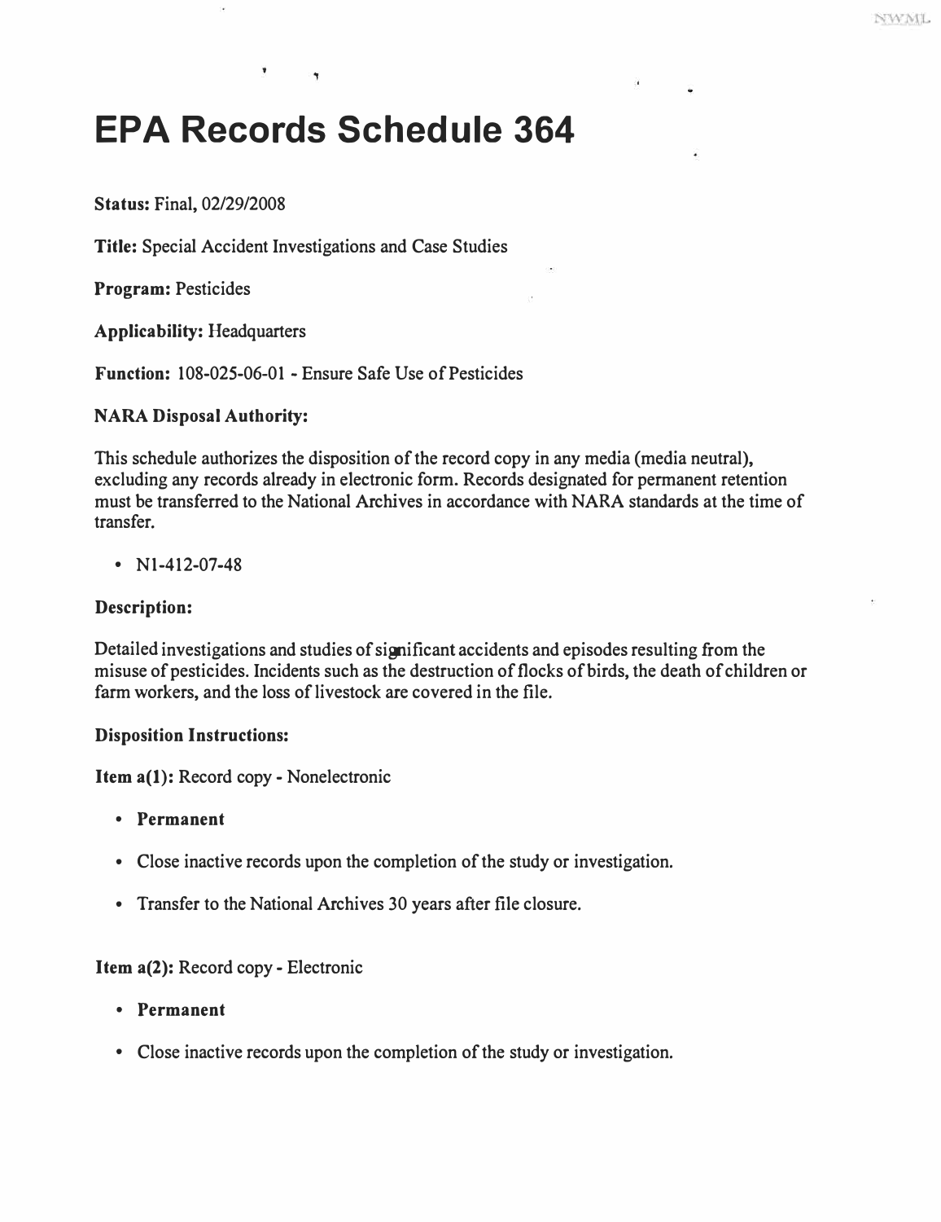# EPA Records Schedule 364

**Status:** Final, 02/29/2008

**Title:** Special Accident Investigations and Case Studies

**Program:** Pesticides

**Applicability:** Headquarters

**Function:** 108-025-06-01 - Ensure Safe Use of Pesticides

**NARA Disposal Authority:**

This schedule authorizes the disposition of the record copy in any media (media neutral), excluding any records already in electronic form. Records designated for permanent retention must be transferred to the National Archives in accordance with NARA standards at the time of transfer.

- N1-412-07-48

**Description:**

Detailed investigations and studies of significant accidents and episodes resulting from the misuse of pesticides. Incidents such as the destruction of flocks of birds, the death of children or farm workers, and the loss of livestock are covered in the file.

**Disposition Instructions:**

**Item a(1):** Record copy - Nonelectronic

- **Permanent**
- Close inactive records upon the completion of the study or investigation.
- Transfer to the National Archives 30 years after file closure.

**Item a(2):** Record copy - Electronic

- **Permanent**
- Close inactive records upon the completion of the study or investigation.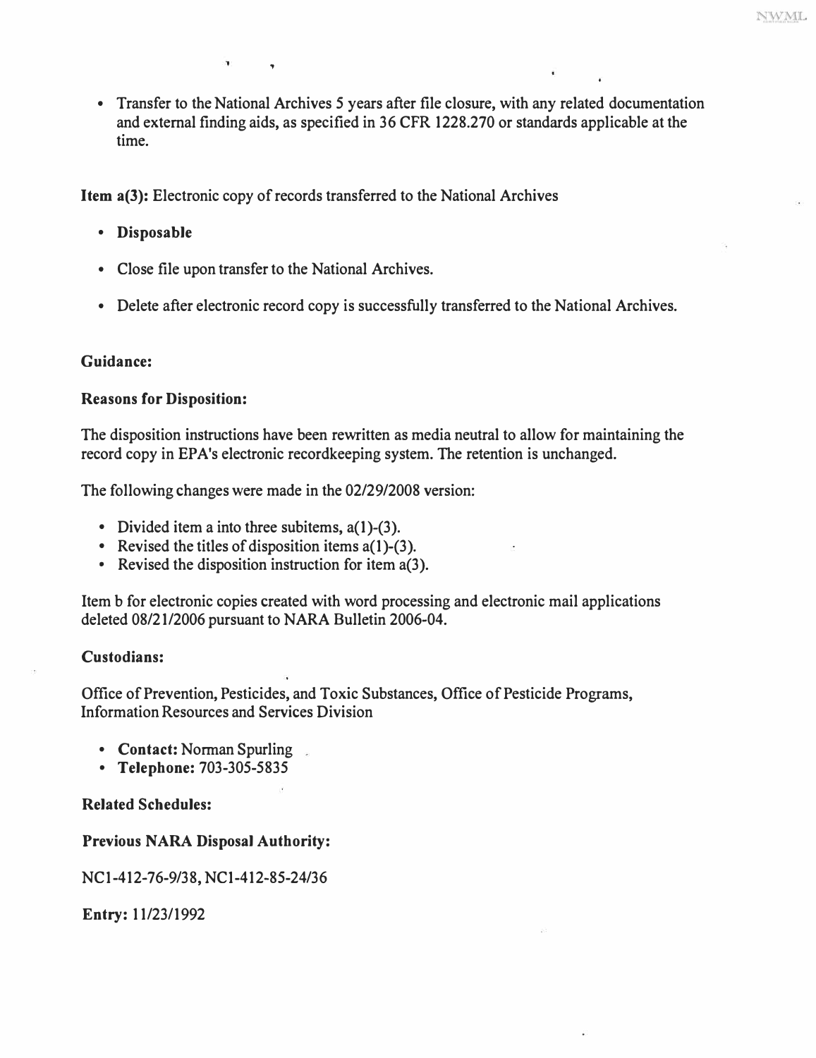- Transfer to the National Archives 5 years after file closure, with any related documentation and external finding aids, as specified in 36 CFR 1228.270 or standards applicable at the time.

**Item a(3):** Electronic copy of records transferred to the National Archives

- **Disposable**
- Close file upon transfer to the National Archives.
- Delete after electronic record copy is successfully transferred to the National Archives.

**Guidance:**

**Reasons for Disposition:**

The disposition instructions have been rewritten as media neutral to allow for maintaining the record copy in EPA's electronic recordkeeping system. The retention is unchanged.

The following changes were made in the 02/29/2008 version:

- Divided item a into three subitems, a(1)-(3).
- Revised the titles of disposition items a(1)-(3).
- Revised the disposition instruction for item a(3).

Item b for electronic copies created with word processing and electronic mail applications deleted 08/21/2006 pursuant to NARA Bulletin 2006-04.

**Custodians:**

Office of Prevention, Pesticides, and Toxic Substances, Office of Pesticide Programs, Information Resources and Services Division

- **Contact:** Norman Spurling
- **Telephone:** 703-305-5835

**Related Schedules:**

**Previous NARA Disposal Authority:**

NC1-412-76-9/38, NC1-412-85-24/36

**Entry:** 11/23/1992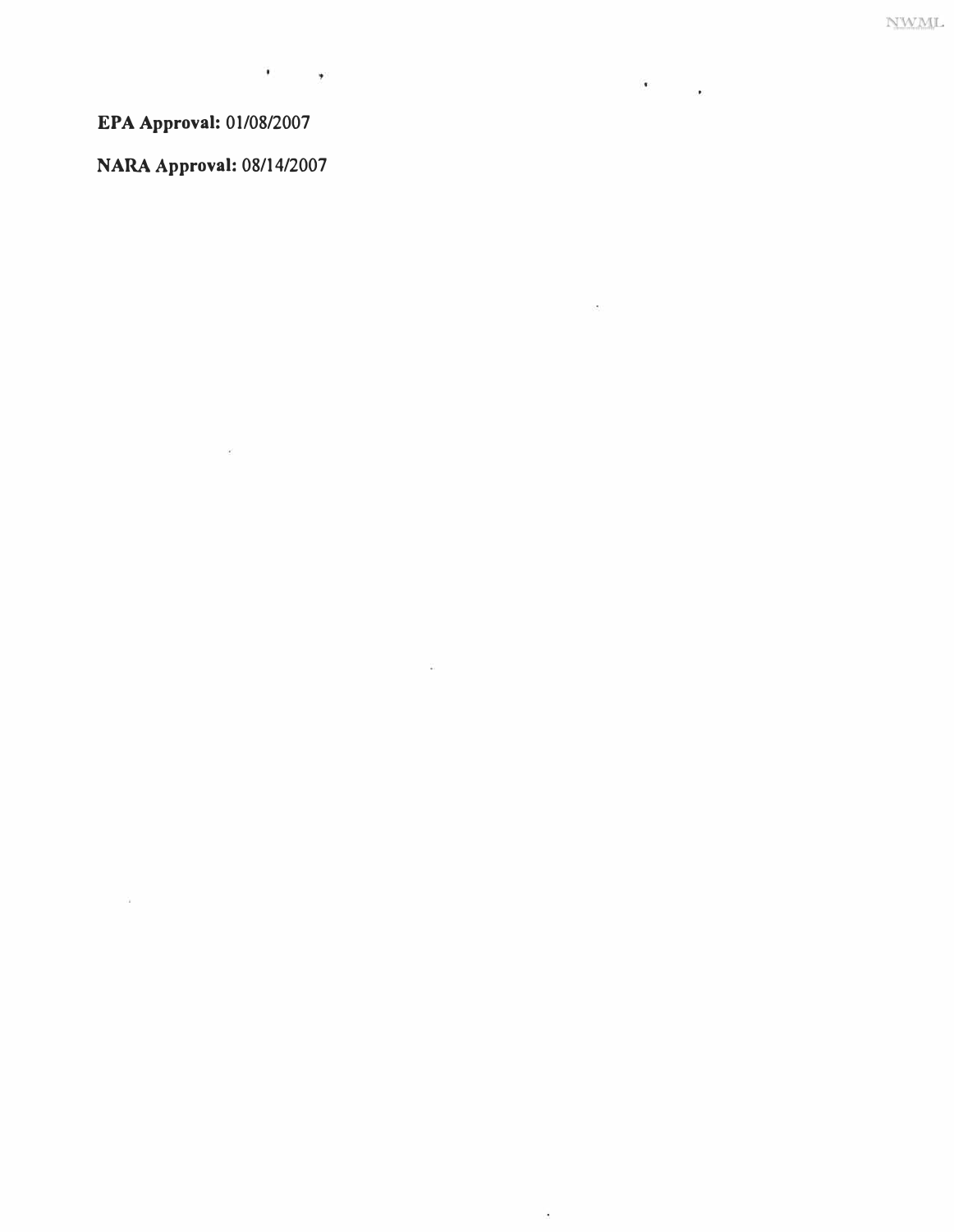**EPA Approval:** 01/08/2007

**NARA Approval:** 08/14/2007